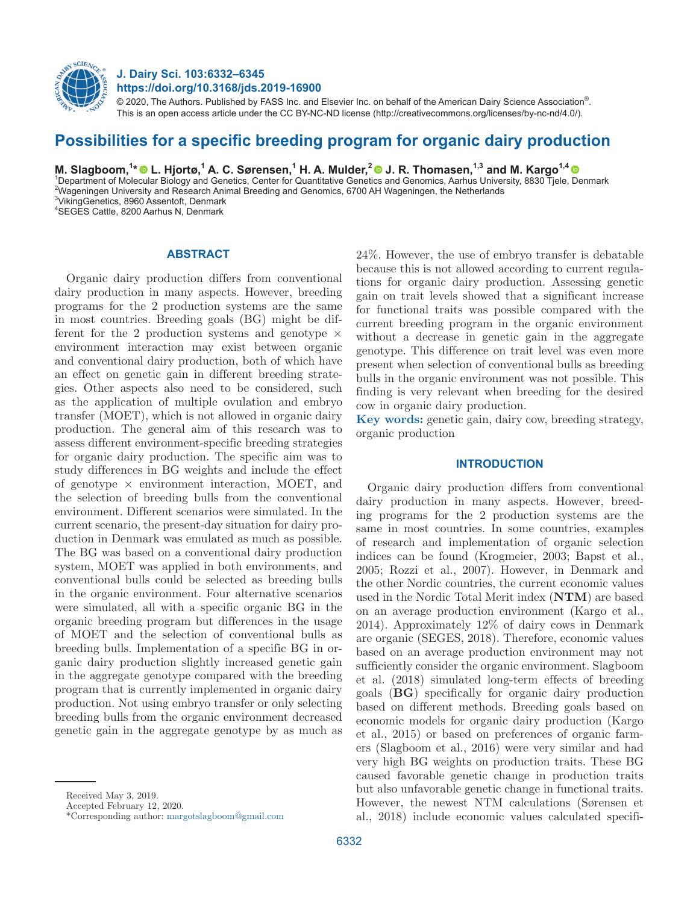J. Dairy Sci. 103:6332–6345
https://doi.org/10.3168/jds.2019-16900
© 2020, The Authors. Published by FASS Inc. and Elsevier Inc. on behalf of the American Dairy Science Association®. This is an open access article under the CC BY-NC-ND license (http://creativecommons.org/licenses/by-nc-nd/4.0/).

# Possibilities for a specific breeding program for organic dairy production

**M. Slagboom,[1*] L. Hjortø,[1] A. C. Sørensen,[1] H. A. Mulder,[2] J. R. Thomasen,[1,3] and M. Kargo[1,4]**

[1]Department of Molecular Biology and Genetics, Center for Quantitative Genetics and Genomics, Aarhus University, 8830 Tjele, Denmark
[2]Wageningen University and Research Animal Breeding and Genomics, 6700 AH Wageningen, the Netherlands
[3]VikingGenetics, 8960 Assentoft, Denmark
[4]SEGES Cattle, 8200 Aarhus N, Denmark

## ABSTRACT

Organic dairy production differs from conventional dairy production in many aspects. However, breeding programs for the 2 production systems are the same in most countries. Breeding goals (BG) might be different for the 2 production systems and genotype × environment interaction may exist between organic and conventional dairy production, both of which have an effect on genetic gain in different breeding strategies. Other aspects also need to be considered, such as the application of multiple ovulation and embryo transfer (MOET), which is not allowed in organic dairy production. The general aim of this research was to assess different environment-specific breeding strategies for organic dairy production. The specific aim was to study differences in BG weights and include the effect of genotype × environment interaction, MOET, and the selection of breeding bulls from the conventional environment. Different scenarios were simulated. In the current scenario, the present-day situation for dairy production in Denmark was emulated as much as possible. The BG was based on a conventional dairy production system, MOET was applied in both environments, and conventional bulls could be selected as breeding bulls in the organic environment. Four alternative scenarios were simulated, all with a specific organic BG in the organic breeding program but differences in the usage of MOET and the selection of conventional bulls as breeding bulls. Implementation of a specific BG in organic dairy production slightly increased genetic gain in the aggregate genotype compared with the breeding program that is currently implemented in organic dairy production. Not using embryo transfer or only selecting breeding bulls from the organic environment decreased genetic gain in the aggregate genotype by as much as 24%. However, the use of embryo transfer is debatable because this is not allowed according to current regulations for organic dairy production. Assessing genetic gain on trait levels showed that a significant increase for functional traits was possible compared with the current breeding program in the organic environment without a decrease in genetic gain in the aggregate genotype. This difference on trait level was even more present when selection of conventional bulls as breeding bulls in the organic environment was not possible. This finding is very relevant when breeding for the desired cow in organic dairy production.

**Key words:** genetic gain, dairy cow, breeding strategy, organic production

## INTRODUCTION

Organic dairy production differs from conventional dairy production in many aspects. However, breeding programs for the 2 production systems are the same in most countries. In some countries, examples of research and implementation of organic selection indices can be found (Krogmeier, 2003; Bapst et al., 2005; Rozzi et al., 2007). However, in Denmark and the other Nordic countries, the current economic values used in the Nordic Total Merit index (**NTM**) are based on an average production environment (Kargo et al., 2014). Approximately 12% of dairy cows in Denmark are organic (SEGES, 2018). Therefore, economic values based on an average production environment may not sufficiently consider the organic environment. Slagboom et al. (2018) simulated long-term effects of breeding goals (**BG**) specifically for organic dairy production based on different methods. Breeding goals based on economic models for organic dairy production (Kargo et al., 2015) or based on preferences of organic farmers (Slagboom et al., 2016) were very similar and had very high BG weights on production traits. These BG caused favorable genetic change in production traits but also unfavorable genetic change in functional traits. However, the newest NTM calculations (Sørensen et al., 2018) include economic values calculated specifi-

Received May 3, 2019.
Accepted February 12, 2020.
*Corresponding author: margotslagboom@gmail.com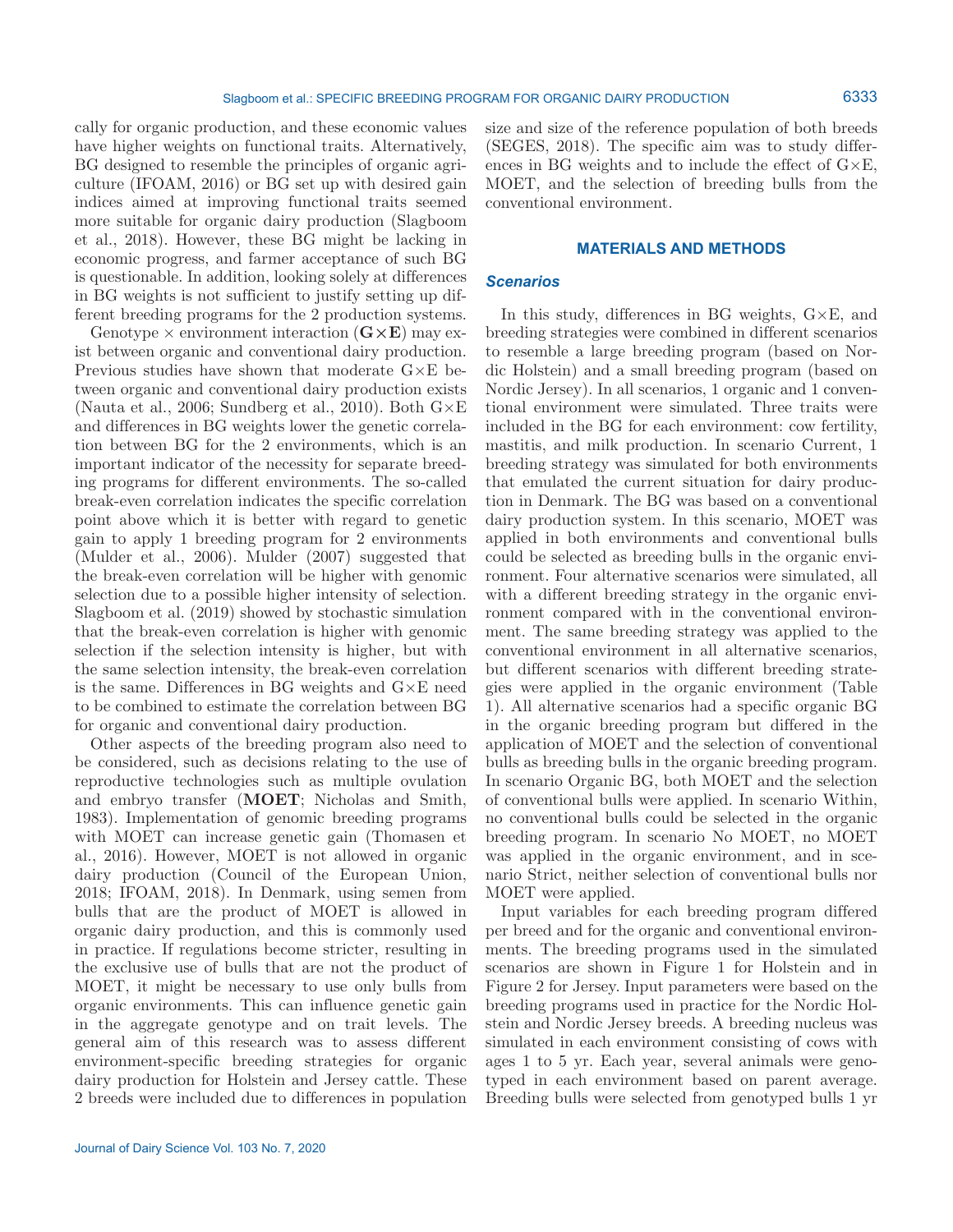cally for organic production, and these economic values have higher weights on functional traits. Alternatively, BG designed to resemble the principles of organic agriculture (IFOAM, 2016) or BG set up with desired gain indices aimed at improving functional traits seemed more suitable for organic dairy production (Slagboom et al., 2018). However, these BG might be lacking in economic progress, and farmer acceptance of such BG is questionable. In addition, looking solely at differences in BG weights is not sufficient to justify setting up different breeding programs for the 2 production systems.

Genotype × environment interaction (**G×E**) may exist between organic and conventional dairy production. Previous studies have shown that moderate G×E between organic and conventional dairy production exists (Nauta et al., 2006; Sundberg et al., 2010). Both G×E and differences in BG weights lower the genetic correlation between BG for the 2 environments, which is an important indicator of the necessity for separate breeding programs for different environments. The so-called break-even correlation indicates the specific correlation point above which it is better with regard to genetic gain to apply 1 breeding program for 2 environments (Mulder et al., 2006). Mulder (2007) suggested that the break-even correlation will be higher with genomic selection due to a possible higher intensity of selection. Slagboom et al. (2019) showed by stochastic simulation that the break-even correlation is higher with genomic selection if the selection intensity is higher, but with the same selection intensity, the break-even correlation is the same. Differences in BG weights and G×E need to be combined to estimate the correlation between BG for organic and conventional dairy production.

Other aspects of the breeding program also need to be considered, such as decisions relating to the use of reproductive technologies such as multiple ovulation and embryo transfer (**MOET**; Nicholas and Smith, 1983). Implementation of genomic breeding programs with MOET can increase genetic gain (Thomasen et al., 2016). However, MOET is not allowed in organic dairy production (Council of the European Union, 2018; IFOAM, 2018). In Denmark, using semen from bulls that are the product of MOET is allowed in organic dairy production, and this is commonly used in practice. If regulations become stricter, resulting in the exclusive use of bulls that are not the product of MOET, it might be necessary to use only bulls from organic environments. This can influence genetic gain in the aggregate genotype and on trait levels. The general aim of this research was to assess different environment-specific breeding strategies for organic dairy production for Holstein and Jersey cattle. These 2 breeds were included due to differences in population size and size of the reference population of both breeds (SEGES, 2018). The specific aim was to study differences in BG weights and to include the effect of G×E, MOET, and the selection of breeding bulls from the conventional environment.

## MATERIALS AND METHODS

### *Scenarios*

In this study, differences in BG weights, G×E, and breeding strategies were combined in different scenarios to resemble a large breeding program (based on Nordic Holstein) and a small breeding program (based on Nordic Jersey). In all scenarios, 1 organic and 1 conventional environment were simulated. Three traits were included in the BG for each environment: cow fertility, mastitis, and milk production. In scenario Current, 1 breeding strategy was simulated for both environments that emulated the current situation for dairy production in Denmark. The BG was based on a conventional dairy production system. In this scenario, MOET was applied in both environments and conventional bulls could be selected as breeding bulls in the organic environment. Four alternative scenarios were simulated, all with a different breeding strategy in the organic environment compared with in the conventional environment. The same breeding strategy was applied to the conventional environment in all alternative scenarios, but different scenarios with different breeding strategies were applied in the organic environment (Table 1). All alternative scenarios had a specific organic BG in the organic breeding program but differed in the application of MOET and the selection of conventional bulls as breeding bulls in the organic breeding program. In scenario Organic BG, both MOET and the selection of conventional bulls were applied. In scenario Within, no conventional bulls could be selected in the organic breeding program. In scenario No MOET, no MOET was applied in the organic environment, and in scenario Strict, neither selection of conventional bulls nor MOET were applied.

Input variables for each breeding program differed per breed and for the organic and conventional environments. The breeding programs used in the simulated scenarios are shown in Figure 1 for Holstein and in Figure 2 for Jersey. Input parameters were based on the breeding programs used in practice for the Nordic Holstein and Nordic Jersey breeds. A breeding nucleus was simulated in each environment consisting of cows with ages 1 to 5 yr. Each year, several animals were genotyped in each environment based on parent average. Breeding bulls were selected from genotyped bulls 1 yr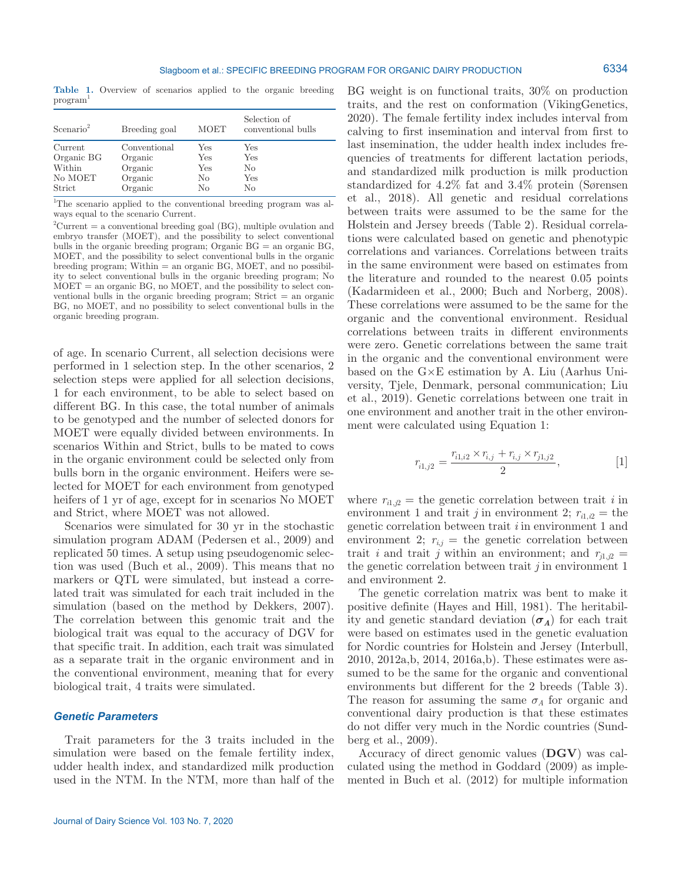**Table 1.** Overview of scenarios applied to the organic breeding program[1]

| Scenario[2] | Breeding goal | MOET | Selection of conventional bulls |
|---|---|---|---|
| Current | Conventional | Yes | Yes |
| Organic BG | Organic | Yes | Yes |
| Within | Organic | Yes | No |
| No MOET | Organic | No | Yes |
| Strict | Organic | No | No |

[1]The scenario applied to the conventional breeding program was always equal to the scenario Current.

[2]Current = a conventional breeding goal (BG), multiple ovulation and embryo transfer (MOET), and the possibility to select conventional bulls in the organic breeding program; Organic BG = an organic BG, MOET, and the possibility to select conventional bulls in the organic breeding program; Within = an organic BG, MOET, and no possibility to select conventional bulls in the organic breeding program; No MOET = an organic BG, no MOET, and the possibility to select conventional bulls in the organic breeding program; Strict = an organic BG, no MOET, and no possibility to select conventional bulls in the organic breeding program.

of age. In scenario Current, all selection decisions were performed in 1 selection step. In the other scenarios, 2 selection steps were applied for all selection decisions, 1 for each environment, to be able to select based on different BG. In this case, the total number of animals to be genotyped and the number of selected donors for MOET were equally divided between environments. In scenarios Within and Strict, bulls to be mated to cows in the organic environment could be selected only from bulls born in the organic environment. Heifers were selected for MOET for each environment from genotyped heifers of 1 yr of age, except for in scenarios No MOET and Strict, where MOET was not allowed.

Scenarios were simulated for 30 yr in the stochastic simulation program ADAM (Pedersen et al., 2009) and replicated 50 times. A setup using pseudogenomic selection was used (Buch et al., 2009). This means that no markers or QTL were simulated, but instead a correlated trait was simulated for each trait included in the simulation (based on the method by Dekkers, 2007). The correlation between this genomic trait and the biological trait was equal to the accuracy of DGV for that specific trait. In addition, each trait was simulated as a separate trait in the organic environment and in the conventional environment, meaning that for every biological trait, 4 traits were simulated.

### Genetic Parameters

Trait parameters for the 3 traits included in the simulation were based on the female fertility index, udder health index, and standardized milk production used in the NTM. In the NTM, more than half of the BG weight is on functional traits, 30% on production traits, and the rest on conformation (VikingGenetics, 2020). The female fertility index includes interval from calving to first insemination and interval from first to last insemination, the udder health index includes frequencies of treatments for different lactation periods, and standardized milk production is milk production standardized for 4.2% fat and 3.4% protein (Sørensen et al., 2018). All genetic and residual correlations between traits were assumed to be the same for the Holstein and Jersey breeds (Table 2). Residual correlations were calculated based on genetic and phenotypic correlations and variances. Correlations between traits in the same environment were based on estimates from the literature and rounded to the nearest 0.05 points (Kadarmideen et al., 2000; Buch and Norberg, 2008). These correlations were assumed to be the same for the organic and the conventional environment. Residual correlations between traits in different environments were zero. Genetic correlations between the same trait in the organic and the conventional environment were based on the G×E estimation by A. Liu (Aarhus University, Tjele, Denmark, personal communication; Liu et al., 2019). Genetic correlations between one trait in one environment and another trait in the other environment were calculated using Equation 1:

$$r_{i1,j2} = \frac{r_{i1,i2} \times r_{i,j} + r_{i,j} \times r_{j1,j2}}{2}, \qquad [1]$$

where $r_{i1,j2}$ = the genetic correlation between trait $i$ in environment 1 and trait $j$ in environment 2; $r_{i1,i2}$ = the genetic correlation between trait $i$ in environment 1 and environment 2; $r_{i,j}$ = the genetic correlation between trait $i$ and trait $j$ within an environment; and $r_{j1,j2}$ = the genetic correlation between trait $j$ in environment 1 and environment 2.

The genetic correlation matrix was bent to make it positive definite (Hayes and Hill, 1981). The heritability and genetic standard deviation ($\boldsymbol{\sigma_A}$) for each trait were based on estimates used in the genetic evaluation for Nordic countries for Holstein and Jersey (Interbull, 2010, 2012a,b, 2014, 2016a,b). These estimates were assumed to be the same for the organic and conventional environments but different for the 2 breeds (Table 3). The reason for assuming the same $\sigma_A$ for organic and conventional dairy production is that these estimates do not differ very much in the Nordic countries (Sundberg et al., 2009).

Accuracy of direct genomic values (**DGV**) was calculated using the method in Goddard (2009) as implemented in Buch et al. (2012) for multiple information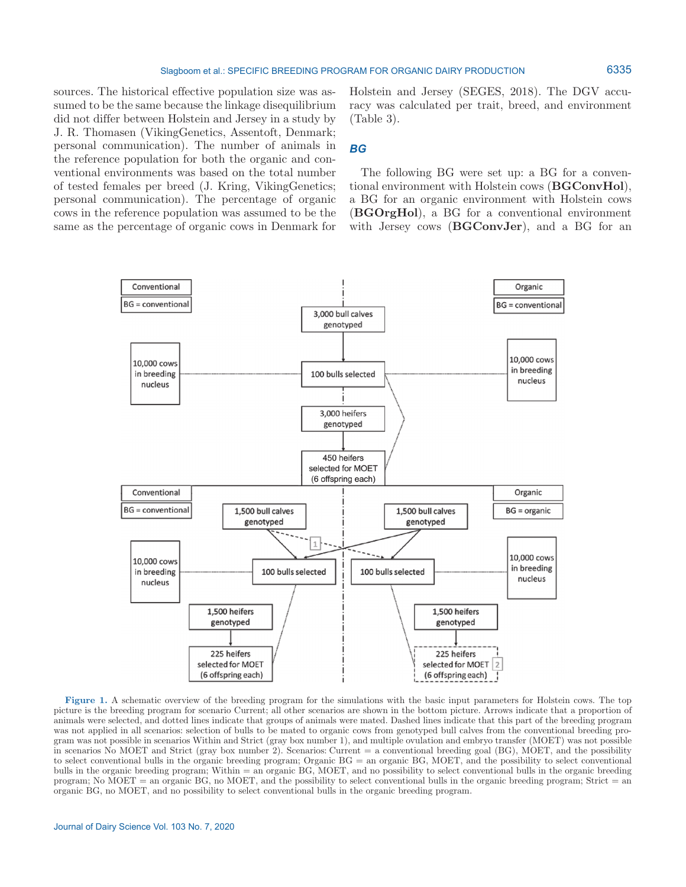sources. The historical effective population size was assumed to be the same because the linkage disequilibrium did not differ between Holstein and Jersey in a study by J. R. Thomasen (VikingGenetics, Assentoft, Denmark; personal communication). The number of animals in the reference population for both the organic and conventional environments was based on the total number of tested females per breed (J. Kring, VikingGenetics; personal communication). The percentage of organic cows in the reference population was assumed to be the same as the percentage of organic cows in Denmark for Holstein and Jersey (SEGES, 2018). The DGV accuracy was calculated per trait, breed, and environment (Table 3).

### BG

The following BG were set up: a BG for a conventional environment with Holstein cows (**BGConvHol**), a BG for an organic environment with Holstein cows (**BGOrgHol**), a BG for a conventional environment with Jersey cows (**BGConvJer**), and a BG for an

**Figure 1.** A schematic overview of the breeding program for the simulations with the basic input parameters for Holstein cows. The top picture is the breeding program for scenario Current; all other scenarios are shown in the bottom picture. Arrows indicate that a proportion of animals were selected, and dotted lines indicate that groups of animals were mated. Dashed lines indicate that this part of the breeding program was not applied in all scenarios: selection of bulls to be mated to organic cows from genotyped bull calves from the conventional breeding program was not possible in scenarios Within and Strict (gray box number 1), and multiple ovulation and embryo transfer (MOET) was not possible in scenarios No MOET and Strict (gray box number 2). Scenarios: Current = a conventional breeding goal (BG), MOET, and the possibility to select conventional bulls in the organic breeding program; Organic BG = an organic BG, MOET, and the possibility to select conventional bulls in the organic breeding program; Within = an organic BG, MOET, and no possibility to select conventional bulls in the organic breeding program; No MOET = an organic BG, no MOET, and the possibility to select conventional bulls in the organic breeding program; Strict = an organic BG, no MOET, and no possibility to select conventional bulls in the organic breeding program.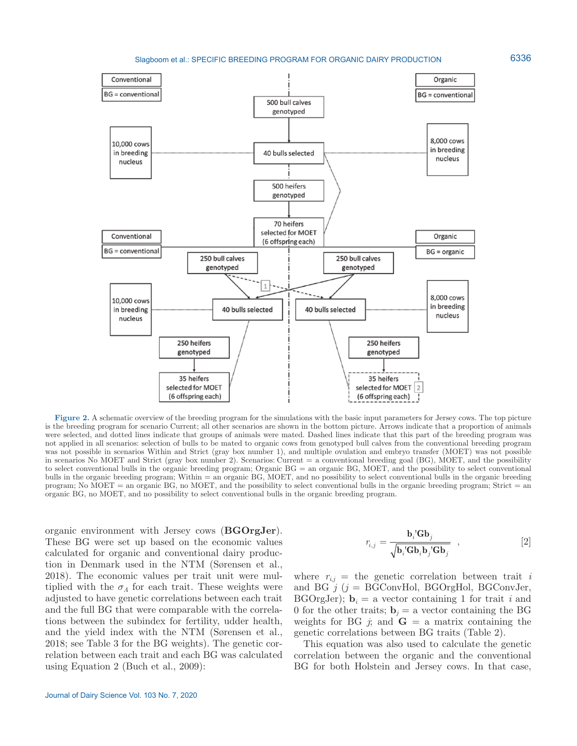**Figure 2.** A schematic overview of the breeding program for the simulations with the basic input parameters for Jersey cows. The top picture is the breeding program for scenario Current; all other scenarios are shown in the bottom picture. Arrows indicate that a proportion of animals were selected, and dotted lines indicate that groups of animals were mated. Dashed lines indicate that this part of the breeding program was not applied in all scenarios: selection of bulls to be mated to organic cows from genotyped bull calves from the conventional breeding program was not possible in scenarios Within and Strict (gray box number 1), and multiple ovulation and embryo transfer (MOET) was not possible in scenarios No MOET and Strict (gray box number 2). Scenarios: Current = a conventional breeding goal (BG), MOET, and the possibility to select conventional bulls in the organic breeding program; Organic BG = an organic BG, MOET, and the possibility to select conventional bulls in the organic breeding program; Within = an organic BG, MOET, and no possibility to select conventional bulls in the organic breeding program; No MOET = an organic BG, no MOET, and the possibility to select conventional bulls in the organic breeding program; Strict = an organic BG, no MOET, and no possibility to select conventional bulls in the organic breeding program.

organic environment with Jersey cows (**BGOrgJer**). These BG were set up based on the economic values calculated for organic and conventional dairy production in Denmark used in the NTM (Sørensen et al., 2018). The economic values per trait unit were multiplied with the $\sigma_A$ for each trait. These weights were adjusted to have genetic correlations between each trait and the full BG that were comparable with the correlations between the subindex for fertility, udder health, and the yield index with the NTM (Sørensen et al., 2018; see Table 3 for the BG weights). The genetic correlation between each trait and each BG was calculated using Equation 2 (Buch et al., 2009):

$$r_{i,j} = \frac{\mathbf{b}_i'\mathbf{G}\mathbf{b}_j}{\sqrt{\mathbf{b}_i'\mathbf{G}\mathbf{b}_i\mathbf{b}_j'\mathbf{G}\mathbf{b}_j}}, \quad [2]$$

where $r_{i,j}$ = the genetic correlation between trait $i$ and BG $j$ ($j$ = BGConvHol, BGOrgHol, BGConvJer, BGOrgJer); $\mathbf{b}_i$ = a vector containing 1 for trait $i$ and 0 for the other traits; $\mathbf{b}_j$ = a vector containing the BG weights for BG $j$; and $\mathbf{G}$ = a matrix containing the genetic correlations between BG traits (Table 2).

This equation was also used to calculate the genetic correlation between the organic and the conventional BG for both Holstein and Jersey cows. In that case,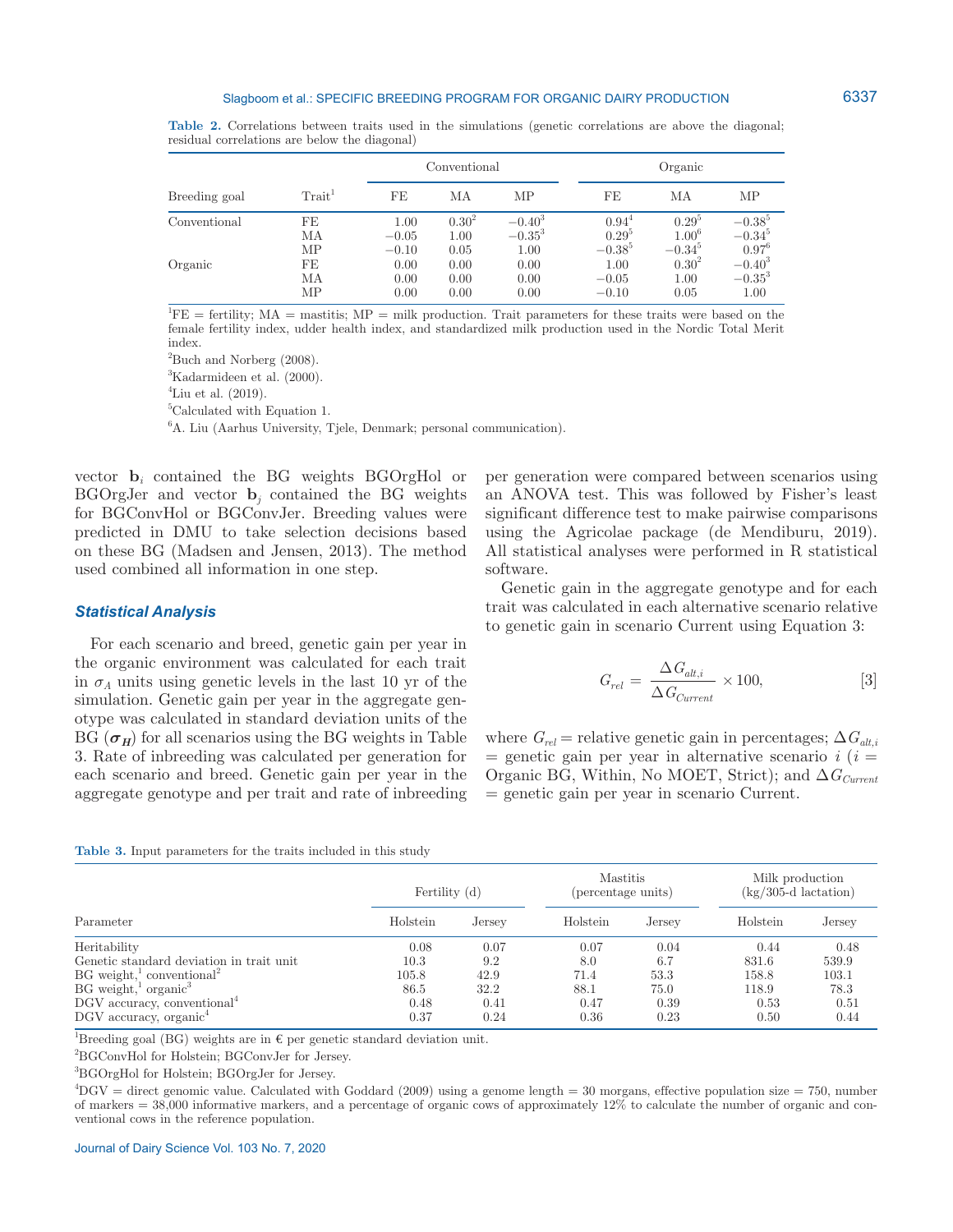**Table 2.** Correlations between traits used in the simulations (genetic correlations are above the diagonal; residual correlations are below the diagonal)

| Breeding goal | Trait[1] | Conventional | | | Organic | | |
|---|---|---|---|---|---|---|---|
| | | FE | MA | MP | FE | MA | MP |
| Conventional | FE | 1.00 | 0.30[2] | −0.40[3] | 0.94[4] | 0.29[5] | −0.38[5] |
| | MA | −0.05 | 1.00 | −0.35[3] | 0.29[5] | 1.00[6] | −0.34[5] |
| | MP | −0.10 | 0.05 | 1.00 | −0.38[5] | −0.34[5] | 0.97[6] |
| Organic | FE | 0.00 | 0.00 | 0.00 | 1.00 | 0.30[2] | −0.40[3] |
| | MA | 0.00 | 0.00 | 0.00 | −0.05 | 1.00 | −0.35[3] |
| | MP | 0.00 | 0.00 | 0.00 | −0.10 | 0.05 | 1.00 |

[1]FE = fertility; MA = mastitis; MP = milk production. Trait parameters for these traits were based on the female fertility index, udder health index, and standardized milk production used in the Nordic Total Merit index.

[2]Buch and Norberg (2008).

[3]Kadarmideen et al. (2000).

[4]Liu et al. (2019).

[5]Calculated with Equation 1.

[6]A. Liu (Aarhus University, Tjele, Denmark; personal communication).

vector $\mathbf{b}_i$ contained the BG weights BGOrgHol or BGOrgJer and vector $\mathbf{b}_j$ contained the BG weights for BGConvHol or BGConvJer. Breeding values were predicted in DMU to take selection decisions based on these BG (Madsen and Jensen, 2013). The method used combined all information in one step.

### Statistical Analysis

For each scenario and breed, genetic gain per year in the organic environment was calculated for each trait in $\sigma_A$ units using genetic levels in the last 10 yr of the simulation. Genetic gain per year in the aggregate genotype was calculated in standard deviation units of the BG ($\boldsymbol{\sigma_H}$) for all scenarios using the BG weights in Table 3. Rate of inbreeding was calculated per generation for each scenario and breed. Genetic gain per year in the aggregate genotype and per trait and rate of inbreeding per generation were compared between scenarios using an ANOVA test. This was followed by Fisher's least significant difference test to make pairwise comparisons using the Agricolae package (de Mendiburu, 2019). All statistical analyses were performed in R statistical software.

Genetic gain in the aggregate genotype and for each trait was calculated in each alternative scenario relative to genetic gain in scenario Current using Equation 3:

$$G_{rel} = \frac{\Delta G_{alt,i}}{\Delta G_{Current}} \times 100, \quad [3]$$

where $G_{rel}$ = relative genetic gain in percentages; $\Delta G_{alt,i}$ = genetic gain per year in alternative scenario $i$ ($i$ = Organic BG, Within, No MOET, Strict); and $\Delta G_{Current}$ = genetic gain per year in scenario Current.

**Table 3.** Input parameters for the traits included in this study

| Parameter | Fertility (d) | | Mastitis (percentage units) | | Milk production (kg/305-d lactation) | |
|---|---|---|---|---|---|---|
| | Holstein | Jersey | Holstein | Jersey | Holstein | Jersey |
| Heritability | 0.08 | 0.07 | 0.07 | 0.04 | 0.44 | 0.48 |
| Genetic standard deviation in trait unit | 10.3 | 9.2 | 8.0 | 6.7 | 831.6 | 539.9 |
| BG weight,[1] conventional[2] | 105.8 | 42.9 | 71.4 | 53.3 | 158.8 | 103.1 |
| BG weight,[1] organic[3] | 86.5 | 32.2 | 88.1 | 75.0 | 118.9 | 78.3 |
| DGV accuracy, conventional[4] | 0.48 | 0.41 | 0.47 | 0.39 | 0.53 | 0.51 |
| DGV accuracy, organic[4] | 0.37 | 0.24 | 0.36 | 0.23 | 0.50 | 0.44 |

[1]Breeding goal (BG) weights are in € per genetic standard deviation unit.

[2]BGConvHol for Holstein; BGConvJer for Jersey.

[3]BGOrgHol for Holstein; BGOrgJer for Jersey.

[4]DGV = direct genomic value. Calculated with Goddard (2009) using a genome length = 30 morgans, effective population size = 750, number of markers = 38,000 informative markers, and a percentage of organic cows of approximately 12% to calculate the number of organic and conventional cows in the reference population.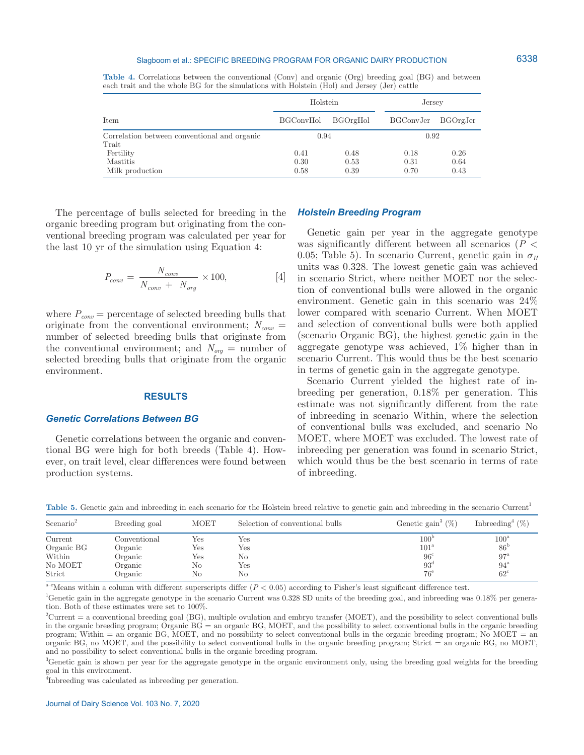**Table 4.** Correlations between the conventional (Conv) and organic (Org) breeding goal (BG) and between each trait and the whole BG for the simulations with Holstein (Hol) and Jersey (Jer) cattle

| Item | Holstein | | Jersey | |
|---|---|---|---|---|
| | BGConvHol | BGOrgHol | BGConvJer | BGOrgJer |
| Correlation between conventional and organic | 0.94 | | 0.92 | |
| Trait | | | | |
| Fertility | 0.41 | 0.48 | 0.18 | 0.26 |
| Mastitis | 0.30 | 0.53 | 0.31 | 0.64 |
| Milk production | 0.58 | 0.39 | 0.70 | 0.43 |

The percentage of bulls selected for breeding in the organic breeding program but originating from the conventional breeding program was calculated per year for the last 10 yr of the simulation using Equation 4:

$$P_{conv} = \frac{N_{conv}}{N_{conv} + N_{org}} \times 100, \quad [4]$$

where $P_{conv}$ = percentage of selected breeding bulls that originate from the conventional environment; $N_{conv}$ = number of selected breeding bulls that originate from the conventional environment; and $N_{org}$ = number of selected breeding bulls that originate from the organic environment.

## RESULTS

### Genetic Correlations Between BG

Genetic correlations between the organic and conventional BG were high for both breeds (Table 4). However, on trait level, clear differences were found between production systems.

### Holstein Breeding Program

Genetic gain per year in the aggregate genotype was significantly different between all scenarios ($P < 0.05$; Table 5). In scenario Current, genetic gain in $\sigma_H$ units was 0.328. The lowest genetic gain was achieved in scenario Strict, where neither MOET nor the selection of conventional bulls were allowed in the organic environment. Genetic gain in this scenario was 24% lower compared with scenario Current. When MOET and selection of conventional bulls were both applied (scenario Organic BG), the highest genetic gain in the aggregate genotype was achieved, 1% higher than in scenario Current. This would thus be the best scenario in terms of genetic gain in the aggregate genotype.

Scenario Current yielded the highest rate of inbreeding per generation, 0.18% per generation. This estimate was not significantly different from the rate of inbreeding in scenario Within, where the selection of conventional bulls was excluded, and scenario No MOET, where MOET was excluded. The lowest rate of inbreeding per generation was found in scenario Strict, which would thus be the best scenario in terms of rate of inbreeding.

**Table 5.** Genetic gain and inbreeding in each scenario for the Holstein breed relative to genetic gain and inbreeding in the scenario Current[1]

| Scenario[2] | Breeding goal | MOET | Selection of conventional bulls | Genetic gain[3] (%) | Inbreeding[4] (%) |
|---|---|---|---|---|---|
| Current | Conventional | Yes | Yes | 100[b] | 100[a] |
| Organic BG | Organic | Yes | Yes | 101[a] | 86[b] |
| Within | Organic | Yes | No | 96[c] | 97[a] |
| No MOET | Organic | No | Yes | 93[d] | 94[a] |
| Strict | Organic | No | No | 76[e] | 62[c] |

[a–e]Means within a column with different superscripts differ ($P < 0.05$) according to Fisher's least significant difference test.

[1]Genetic gain in the aggregate genotype in the scenario Current was 0.328 SD units of the breeding goal, and inbreeding was 0.18% per generation. Both of these estimates were set to 100%.

[2]Current = a conventional breeding goal (BG), multiple ovulation and embryo transfer (MOET), and the possibility to select conventional bulls in the organic breeding program; Organic BG = an organic BG, MOET, and the possibility to select conventional bulls in the organic breeding program; Within = an organic BG, MOET, and no possibility to select conventional bulls in the organic breeding program; No MOET = an organic BG, no MOET, and the possibility to select conventional bulls in the organic breeding program; Strict = an organic BG, no MOET, and no possibility to select conventional bulls in the organic breeding program.

[3]Genetic gain is shown per year for the aggregate genotype in the organic environment only, using the breeding goal weights for the breeding goal in this environment.

[4]Inbreeding was calculated as inbreeding per generation.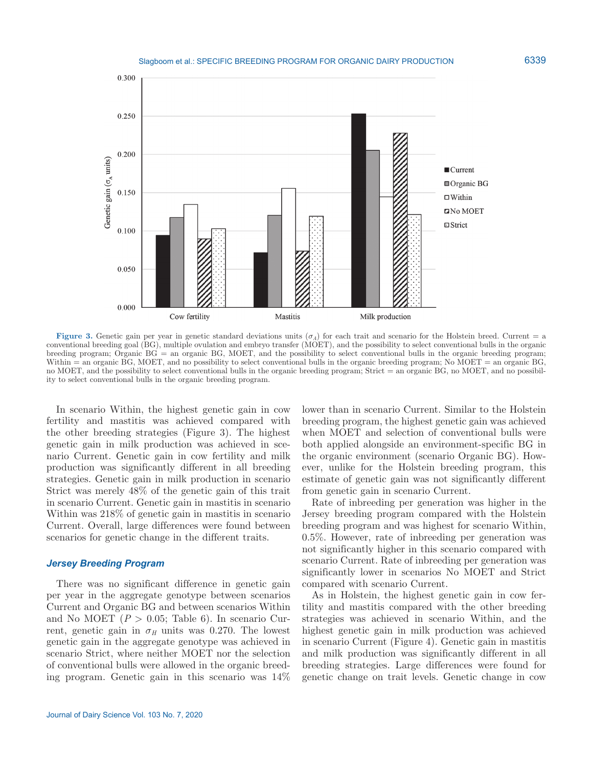**Figure 3.** Genetic gain per year in genetic standard deviations units ($\sigma_A$) for each trait and scenario for the Holstein breed. Current = a conventional breeding goal (BG), multiple ovulation and embryo transfer (MOET), and the possibility to select conventional bulls in the organic breeding program; Organic BG = an organic BG, MOET, and the possibility to select conventional bulls in the organic breeding program; Within = an organic BG, MOET, and no possibility to select conventional bulls in the organic breeding program; No MOET = an organic BG, no MOET, and the possibility to select conventional bulls in the organic breeding program; Strict = an organic BG, no MOET, and no possibility to select conventional bulls in the organic breeding program.

In scenario Within, the highest genetic gain in cow fertility and mastitis was achieved compared with the other breeding strategies (Figure 3). The highest genetic gain in milk production was achieved in scenario Current. Genetic gain in cow fertility and milk production was significantly different in all breeding strategies. Genetic gain in milk production in scenario Strict was merely 48% of the genetic gain of this trait in scenario Current. Genetic gain in mastitis in scenario Within was 218% of genetic gain in mastitis in scenario Current. Overall, large differences were found between scenarios for genetic change in the different traits.

### Jersey Breeding Program

There was no significant difference in genetic gain per year in the aggregate genotype between scenarios Current and Organic BG and between scenarios Within and No MOET ($P > 0.05$; Table 6). In scenario Current, genetic gain in $\sigma_H$ units was 0.270. The lowest genetic gain in the aggregate genotype was achieved in scenario Strict, where neither MOET nor the selection of conventional bulls were allowed in the organic breeding program. Genetic gain in this scenario was 14% lower than in scenario Current. Similar to the Holstein breeding program, the highest genetic gain was achieved when MOET and selection of conventional bulls were both applied alongside an environment-specific BG in the organic environment (scenario Organic BG). However, unlike for the Holstein breeding program, this estimate of genetic gain was not significantly different from genetic gain in scenario Current.

Rate of inbreeding per generation was higher in the Jersey breeding program compared with the Holstein breeding program and was highest for scenario Within, 0.5%. However, rate of inbreeding per generation was not significantly higher in this scenario compared with scenario Current. Rate of inbreeding per generation was significantly lower in scenarios No MOET and Strict compared with scenario Current.

As in Holstein, the highest genetic gain in cow fertility and mastitis compared with the other breeding strategies was achieved in scenario Within, and the highest genetic gain in milk production was achieved in scenario Current (Figure 4). Genetic gain in mastitis and milk production was significantly different in all breeding strategies. Large differences were found for genetic change on trait levels. Genetic change in cow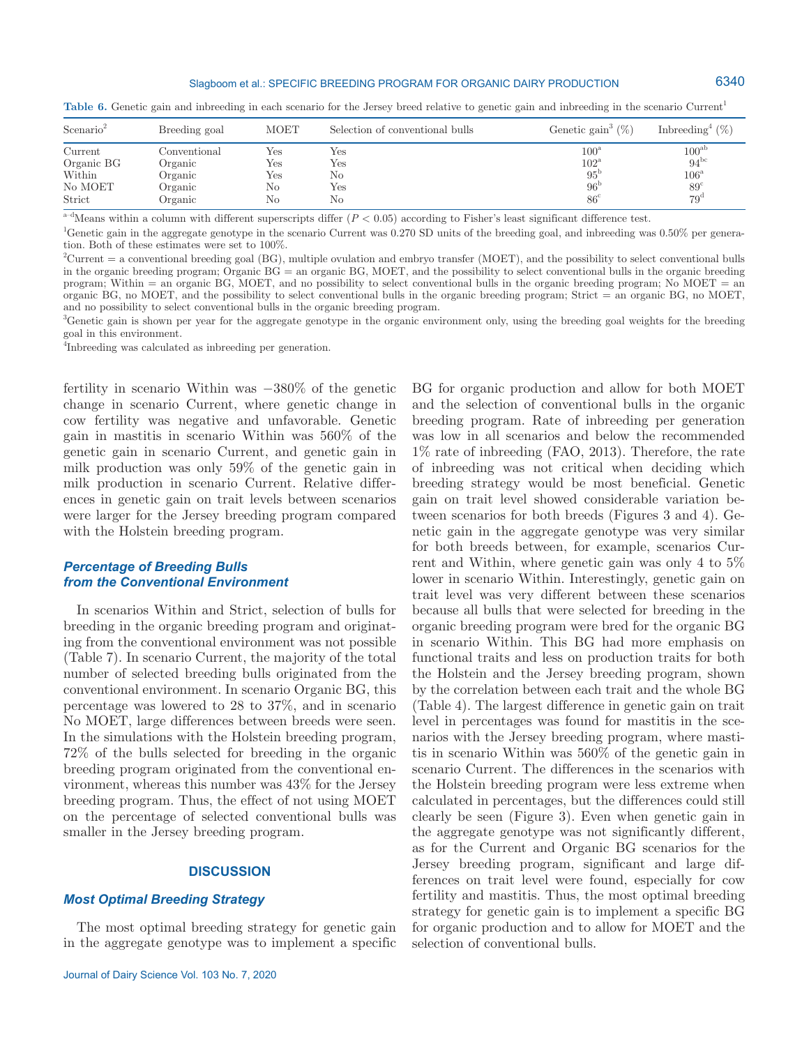**Table 6.** Genetic gain and inbreeding in each scenario for the Jersey breed relative to genetic gain and inbreeding in the scenario Current[1]

| Scenario[2] | Breeding goal | MOET | Selection of conventional bulls | Genetic gain[3] (%) | Inbreeding[4] (%) |
|---|---|---|---|---|---|
| Current | Conventional | Yes | Yes | 100[a] | 100[ab] |
| Organic BG | Organic | Yes | Yes | 102[a] | 94[bc] |
| Within | Organic | Yes | No | 95[b] | 106[a] |
| No MOET | Organic | No | Yes | 96[b] | 89[c] |
| Strict | Organic | No | No | 86[c] | 79[d] |

[a–d]Means within a column with different superscripts differ ($P < 0.05$) according to Fisher's least significant difference test.

[1]Genetic gain in the aggregate genotype in the scenario Current was 0.270 SD units of the breeding goal, and inbreeding was 0.50% per generation. Both of these estimates were set to 100%.

[2]Current = a conventional breeding goal (BG), multiple ovulation and embryo transfer (MOET), and the possibility to select conventional bulls in the organic breeding program; Organic BG = an organic BG, MOET, and the possibility to select conventional bulls in the organic breeding program; Within = an organic BG, MOET, and no possibility to select conventional bulls in the organic breeding program; No MOET = an organic BG, no MOET, and the possibility to select conventional bulls in the organic breeding program; Strict = an organic BG, no MOET, and no possibility to select conventional bulls in the organic breeding program.

[3]Genetic gain is shown per year for the aggregate genotype in the organic environment only, using the breeding goal weights for the breeding goal in this environment.

[4]Inbreeding was calculated as inbreeding per generation.

fertility in scenario Within was −380% of the genetic change in scenario Current, where genetic change in cow fertility was negative and unfavorable. Genetic gain in mastitis in scenario Within was 560% of the genetic gain in scenario Current, and genetic gain in milk production was only 59% of the genetic gain in milk production in scenario Current. Relative differences in genetic gain on trait levels between scenarios were larger for the Jersey breeding program compared with the Holstein breeding program.

### *Percentage of Breeding Bulls from the Conventional Environment*

In scenarios Within and Strict, selection of bulls for breeding in the organic breeding program and originating from the conventional environment was not possible (Table 7). In scenario Current, the majority of the total number of selected breeding bulls originated from the conventional environment. In scenario Organic BG, this percentage was lowered to 28 to 37%, and in scenario No MOET, large differences between breeds were seen. In the simulations with the Holstein breeding program, 72% of the bulls selected for breeding in the organic breeding program originated from the conventional environment, whereas this number was 43% for the Jersey breeding program. Thus, the effect of not using MOET on the percentage of selected conventional bulls was smaller in the Jersey breeding program.

## DISCUSSION

### *Most Optimal Breeding Strategy*

The most optimal breeding strategy for genetic gain in the aggregate genotype was to implement a specific BG for organic production and allow for both MOET and the selection of conventional bulls in the organic breeding program. Rate of inbreeding per generation was low in all scenarios and below the recommended 1% rate of inbreeding (FAO, 2013). Therefore, the rate of inbreeding was not critical when deciding which breeding strategy would be most beneficial. Genetic gain on trait level showed considerable variation between scenarios for both breeds (Figures 3 and 4). Genetic gain in the aggregate genotype was very similar for both breeds between, for example, scenarios Current and Within, where genetic gain was only 4 to 5% lower in scenario Within. Interestingly, genetic gain on trait level was very different between these scenarios because all bulls that were selected for breeding in the organic breeding program were bred for the organic BG in scenario Within. This BG had more emphasis on functional traits and less on production traits for both the Holstein and the Jersey breeding program, shown by the correlation between each trait and the whole BG (Table 4). The largest difference in genetic gain on trait level in percentages was found for mastitis in the scenarios with the Jersey breeding program, where mastitis in scenario Within was 560% of the genetic gain in scenario Current. The differences in the scenarios with the Holstein breeding program were less extreme when calculated in percentages, but the differences could still clearly be seen (Figure 3). Even when genetic gain in the aggregate genotype was not significantly different, as for the Current and Organic BG scenarios for the Jersey breeding program, significant and large differences on trait level were found, especially for cow fertility and mastitis. Thus, the most optimal breeding strategy for genetic gain is to implement a specific BG for organic production and to allow for MOET and the selection of conventional bulls.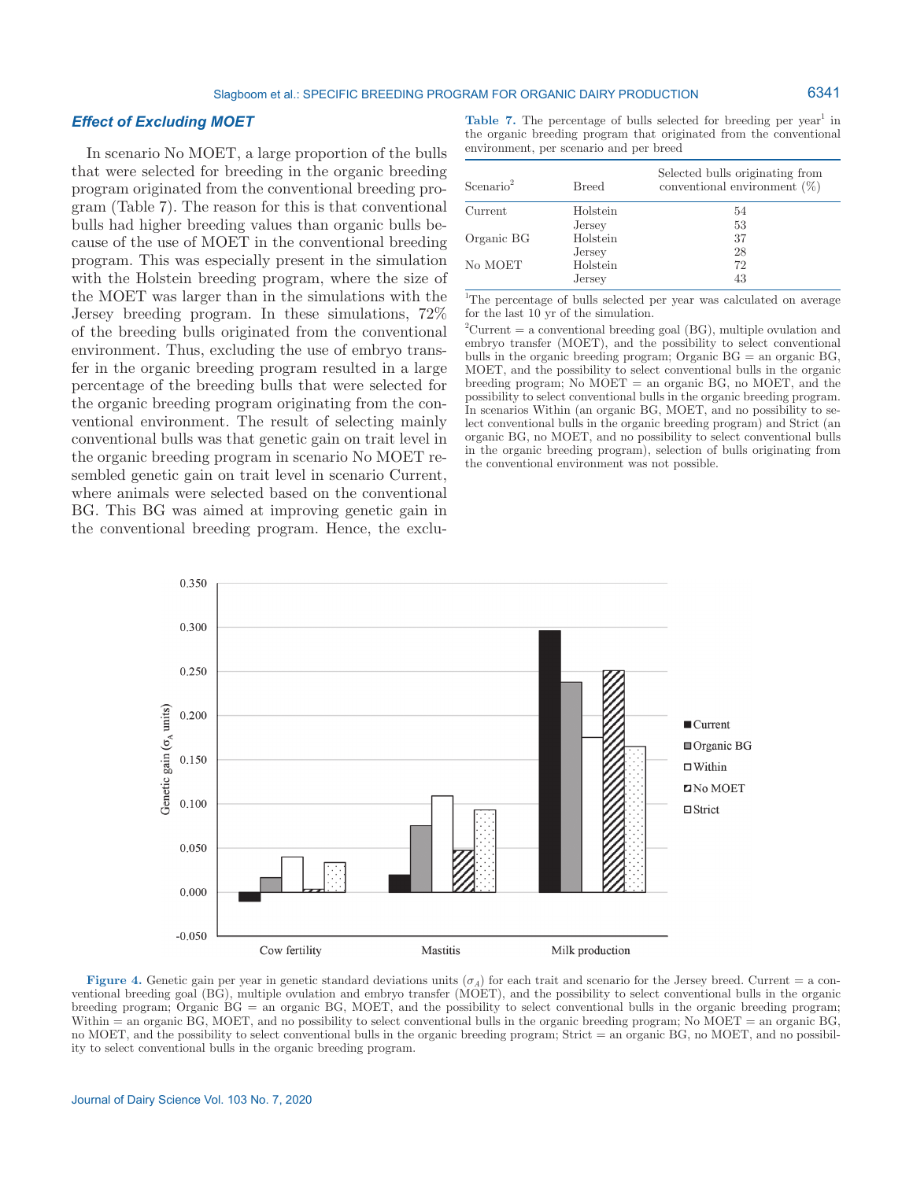### *Effect of Excluding MOET*

In scenario No MOET, a large proportion of the bulls that were selected for breeding in the organic breeding program originated from the conventional breeding program (Table 7). The reason for this is that conventional bulls had higher breeding values than organic bulls because of the use of MOET in the conventional breeding program. This was especially present in the simulation with the Holstein breeding program, where the size of the MOET was larger than in the simulations with the Jersey breeding program. In these simulations, 72% of the breeding bulls originated from the conventional environment. Thus, excluding the use of embryo transfer in the organic breeding program resulted in a large percentage of the breeding bulls that were selected for the organic breeding program originating from the conventional environment. The result of selecting mainly conventional bulls was that genetic gain on trait level in the organic breeding program in scenario No MOET resembled genetic gain on trait level in scenario Current, where animals were selected based on the conventional BG. This BG was aimed at improving genetic gain in the conventional breeding program. Hence, the exclu-

**Table 7.** The percentage of bulls selected for breeding per year[1] in the organic breeding program that originated from the conventional environment, per scenario and per breed

| Scenario[2] | Breed | Selected bulls originating from conventional environment (%) |
|---|---|---|
| Current | Holstein | 54 |
| | Jersey | 53 |
| Organic BG | Holstein | 37 |
| | Jersey | 28 |
| No MOET | Holstein | 72 |
| | Jersey | 43 |

[1]The percentage of bulls selected per year was calculated on average for the last 10 yr of the simulation.

[2]Current = a conventional breeding goal (BG), multiple ovulation and embryo transfer (MOET), and the possibility to select conventional bulls in the organic breeding program; Organic BG = an organic BG, MOET, and the possibility to select conventional bulls in the organic breeding program; No MOET = an organic BG, no MOET, and the possibility to select conventional bulls in the organic breeding program. In scenarios Within (an organic BG, MOET, and no possibility to select conventional bulls in the organic breeding program) and Strict (an organic BG, no MOET, and no possibility to select conventional bulls in the organic breeding program), selection of bulls originating from the conventional environment was not possible.

**Figure 4.** Genetic gain per year in genetic standard deviations units ($\sigma_A$) for each trait and scenario for the Jersey breed. Current = a conventional breeding goal (BG), multiple ovulation and embryo transfer (MOET), and the possibility to select conventional bulls in the organic breeding program; Organic BG = an organic BG, MOET, and the possibility to select conventional bulls in the organic breeding program; Within = an organic BG, MOET, and no possibility to select conventional bulls in the organic breeding program; No MOET = an organic BG, no MOET, and the possibility to select conventional bulls in the organic breeding program; Strict = an organic BG, no MOET, and no possibility to select conventional bulls in the organic breeding program.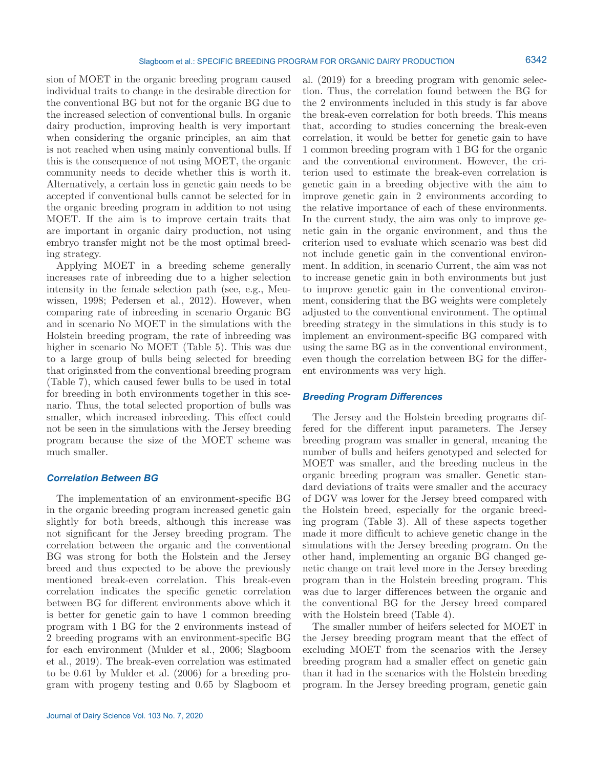sion of MOET in the organic breeding program caused individual traits to change in the desirable direction for the conventional BG but not for the organic BG due to the increased selection of conventional bulls. In organic dairy production, improving health is very important when considering the organic principles, an aim that is not reached when using mainly conventional bulls. If this is the consequence of not using MOET, the organic community needs to decide whether this is worth it. Alternatively, a certain loss in genetic gain needs to be accepted if conventional bulls cannot be selected for in the organic breeding program in addition to not using MOET. If the aim is to improve certain traits that are important in organic dairy production, not using embryo transfer might not be the most optimal breeding strategy.

Applying MOET in a breeding scheme generally increases rate of inbreeding due to a higher selection intensity in the female selection path (see, e.g., Meuwissen, 1998; Pedersen et al., 2012). However, when comparing rate of inbreeding in scenario Organic BG and in scenario No MOET in the simulations with the Holstein breeding program, the rate of inbreeding was higher in scenario No MOET (Table 5). This was due to a large group of bulls being selected for breeding that originated from the conventional breeding program (Table 7), which caused fewer bulls to be used in total for breeding in both environments together in this scenario. Thus, the total selected proportion of bulls was smaller, which increased inbreeding. This effect could not be seen in the simulations with the Jersey breeding program because the size of the MOET scheme was much smaller.

### Correlation Between BG

The implementation of an environment-specific BG in the organic breeding program increased genetic gain slightly for both breeds, although this increase was not significant for the Jersey breeding program. The correlation between the organic and the conventional BG was strong for both the Holstein and the Jersey breed and thus expected to be above the previously mentioned break-even correlation. This break-even correlation indicates the specific genetic correlation between BG for different environments above which it is better for genetic gain to have 1 common breeding program with 1 BG for the 2 environments instead of 2 breeding programs with an environment-specific BG for each environment (Mulder et al., 2006; Slagboom et al., 2019). The break-even correlation was estimated to be 0.61 by Mulder et al. (2006) for a breeding program with progeny testing and 0.65 by Slagboom et al. (2019) for a breeding program with genomic selection. Thus, the correlation found between the BG for the 2 environments included in this study is far above the break-even correlation for both breeds. This means that, according to studies concerning the break-even correlation, it would be better for genetic gain to have 1 common breeding program with 1 BG for the organic and the conventional environment. However, the criterion used to estimate the break-even correlation is genetic gain in a breeding objective with the aim to improve genetic gain in 2 environments according to the relative importance of each of these environments. In the current study, the aim was only to improve genetic gain in the organic environment, and thus the criterion used to evaluate which scenario was best did not include genetic gain in the conventional environment. In addition, in scenario Current, the aim was not to increase genetic gain in both environments but just to improve genetic gain in the conventional environment, considering that the BG weights were completely adjusted to the conventional environment. The optimal breeding strategy in the simulations in this study is to implement an environment-specific BG compared with using the same BG as in the conventional environment, even though the correlation between BG for the different environments was very high.

### Breeding Program Differences

The Jersey and the Holstein breeding programs differed for the different input parameters. The Jersey breeding program was smaller in general, meaning the number of bulls and heifers genotyped and selected for MOET was smaller, and the breeding nucleus in the organic breeding program was smaller. Genetic standard deviations of traits were smaller and the accuracy of DGV was lower for the Jersey breed compared with the Holstein breed, especially for the organic breeding program (Table 3). All of these aspects together made it more difficult to achieve genetic change in the simulations with the Jersey breeding program. On the other hand, implementing an organic BG changed genetic change on trait level more in the Jersey breeding program than in the Holstein breeding program. This was due to larger differences between the organic and the conventional BG for the Jersey breed compared with the Holstein breed (Table 4).

The smaller number of heifers selected for MOET in the Jersey breeding program meant that the effect of excluding MOET from the scenarios with the Jersey breeding program had a smaller effect on genetic gain than it had in the scenarios with the Holstein breeding program. In the Jersey breeding program, genetic gain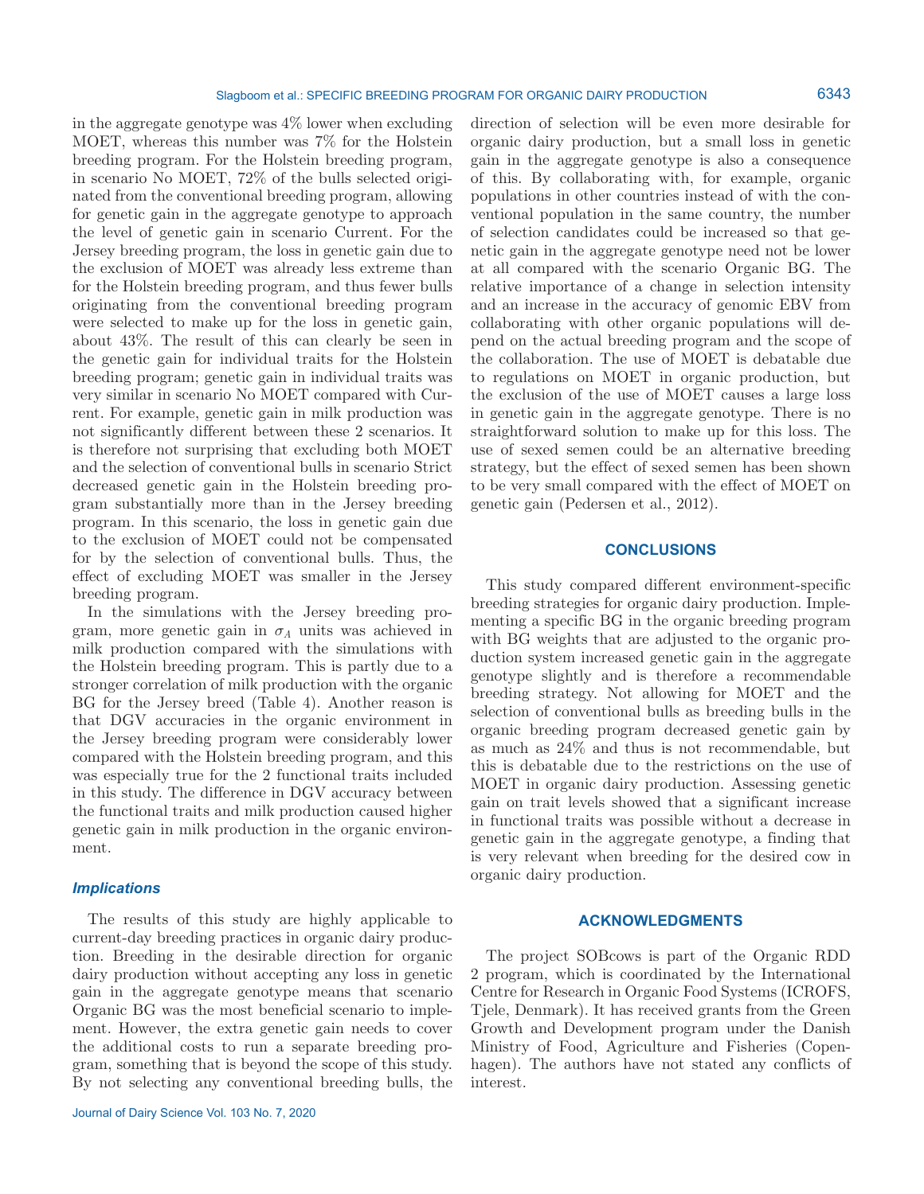in the aggregate genotype was 4% lower when excluding MOET, whereas this number was 7% for the Holstein breeding program. For the Holstein breeding program, in scenario No MOET, 72% of the bulls selected originated from the conventional breeding program, allowing for genetic gain in the aggregate genotype to approach the level of genetic gain in scenario Current. For the Jersey breeding program, the loss in genetic gain due to the exclusion of MOET was already less extreme than for the Holstein breeding program, and thus fewer bulls originating from the conventional breeding program were selected to make up for the loss in genetic gain, about 43%. The result of this can clearly be seen in the genetic gain for individual traits for the Holstein breeding program; genetic gain in individual traits was very similar in scenario No MOET compared with Current. For example, genetic gain in milk production was not significantly different between these 2 scenarios. It is therefore not surprising that excluding both MOET and the selection of conventional bulls in scenario Strict decreased genetic gain in the Holstein breeding program substantially more than in the Jersey breeding program. In this scenario, the loss in genetic gain due to the exclusion of MOET could not be compensated for by the selection of conventional bulls. Thus, the effect of excluding MOET was smaller in the Jersey breeding program.

In the simulations with the Jersey breeding program, more genetic gain in $\sigma_A$ units was achieved in milk production compared with the simulations with the Holstein breeding program. This is partly due to a stronger correlation of milk production with the organic BG for the Jersey breed (Table 4). Another reason is that DGV accuracies in the organic environment in the Jersey breeding program were considerably lower compared with the Holstein breeding program, and this was especially true for the 2 functional traits included in this study. The difference in DGV accuracy between the functional traits and milk production caused higher genetic gain in milk production in the organic environment.

### *Implications*

The results of this study are highly applicable to current-day breeding practices in organic dairy production. Breeding in the desirable direction for organic dairy production without accepting any loss in genetic gain in the aggregate genotype means that scenario Organic BG was the most beneficial scenario to implement. However, the extra genetic gain needs to cover the additional costs to run a separate breeding program, something that is beyond the scope of this study. By not selecting any conventional breeding bulls, the direction of selection will be even more desirable for organic dairy production, but a small loss in genetic gain in the aggregate genotype is also a consequence of this. By collaborating with, for example, organic populations in other countries instead of with the conventional population in the same country, the number of selection candidates could be increased so that genetic gain in the aggregate genotype need not be lower at all compared with the scenario Organic BG. The relative importance of a change in selection intensity and an increase in the accuracy of genomic EBV from collaborating with other organic populations will depend on the actual breeding program and the scope of the collaboration. The use of MOET is debatable due to regulations on MOET in organic production, but the exclusion of the use of MOET causes a large loss in genetic gain in the aggregate genotype. There is no straightforward solution to make up for this loss. The use of sexed semen could be an alternative breeding strategy, but the effect of sexed semen has been shown to be very small compared with the effect of MOET on genetic gain (Pedersen et al., 2012).

## CONCLUSIONS

This study compared different environment-specific breeding strategies for organic dairy production. Implementing a specific BG in the organic breeding program with BG weights that are adjusted to the organic production system increased genetic gain in the aggregate genotype slightly and is therefore a recommendable breeding strategy. Not allowing for MOET and the selection of conventional bulls as breeding bulls in the organic breeding program decreased genetic gain by as much as 24% and thus is not recommendable, but this is debatable due to the restrictions on the use of MOET in organic dairy production. Assessing genetic gain on trait levels showed that a significant increase in functional traits was possible without a decrease in genetic gain in the aggregate genotype, a finding that is very relevant when breeding for the desired cow in organic dairy production.

## ACKNOWLEDGMENTS

The project SOBcows is part of the Organic RDD 2 program, which is coordinated by the International Centre for Research in Organic Food Systems (ICROFS, Tjele, Denmark). It has received grants from the Green Growth and Development program under the Danish Ministry of Food, Agriculture and Fisheries (Copenhagen). The authors have not stated any conflicts of interest.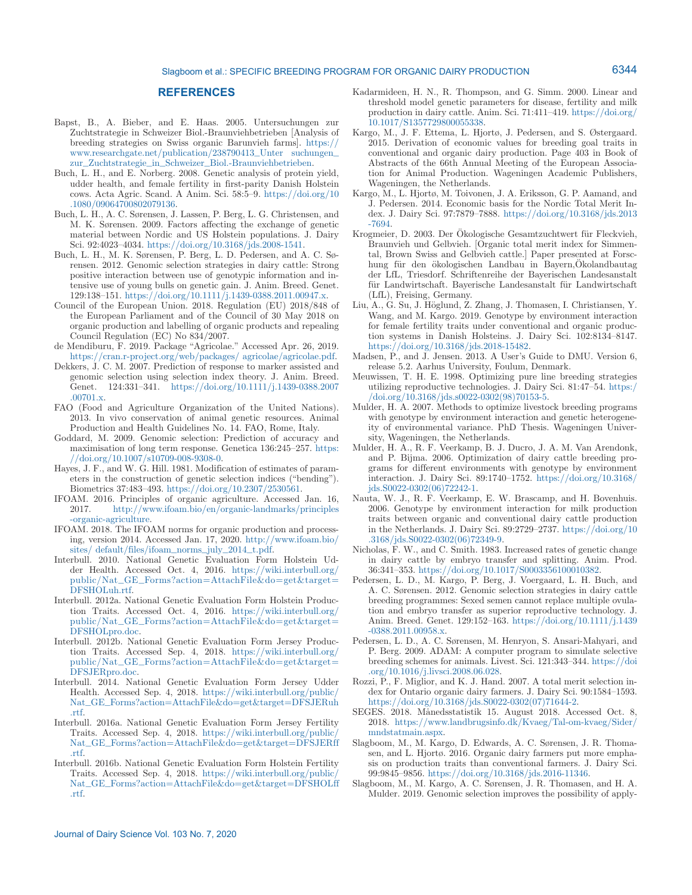## REFERENCES

Bapst, B., A. Bieber, and E. Haas. 2005. Untersuchungen zur Zuchtstrategie in Schweizer Biol.-Braunviehbetrieben [Analysis of breeding strategies on Swiss organic Barunvieh farms]. https://www.researchgate.net/publication/238790413_Unter suchungen_zur_Zuchtstrategie_in_Schweizer_Biol.-Braunviehbetrieben.

Buch, L. H., and E. Norberg. 2008. Genetic analysis of protein yield, udder health, and female fertility in first-parity Danish Holstein cows. Acta Agric. Scand. A Anim. Sci. 58:5–9. https://doi.org/10.1080/09064700802079136.

Buch, L. H., A. C. Sørensen, J. Lassen, P. Berg, L. G. Christensen, and M. K. Sørensen. 2009. Factors affecting the exchange of genetic material between Nordic and US Holstein populations. J. Dairy Sci. 92:4023–4034. https://doi.org/10.3168/jds.2008-1541.

Buch, L. H., M. K. Sørensen, P. Berg, L. D. Pedersen, and A. C. Sørensen. 2012. Genomic selection strategies in dairy cattle: Strong positive interaction between use of genotypic information and intensive use of young bulls on genetic gain. J. Anim. Breed. Genet. 129:138–151. https://doi.org/10.1111/j.1439-0388.2011.00947.x.

Council of the European Union. 2018. Regulation (EU) 2018/848 of the European Parliament and of the Council of 30 May 2018 on organic production and labelling of organic products and repealing Council Regulation (EC) No 834/2007.

de Mendiburu, F. 2019. Package "Agricolae." Accessed Apr. 26, 2019. https://cran.r-project.org/web/packages/ agricolae/agricolae.pdf.

Dekkers, J. C. M. 2007. Prediction of response to marker assisted and genomic selection using selection index theory. J. Anim. Breed. Genet. 124:331–341. https://doi.org/10.1111/j.1439-0388.2007.00701.x.

FAO (Food and Agriculture Organization of the United Nations). 2013. In vivo conservation of animal genetic resources. Animal Production and Health Guidelines No. 14. FAO, Rome, Italy.

Goddard, M. 2009. Genomic selection: Prediction of accuracy and maximisation of long term response. Genetica 136:245–257. https://doi.org/10.1007/s10709-008-9308-0.

Hayes, J. F., and W. G. Hill. 1981. Modification of estimates of parameters in the construction of genetic selection indices ("bending"). Biometrics 37:483–493. https://doi.org/10.2307/2530561.

IFOAM. 2016. Principles of organic agriculture. Accessed Jan. 16, 2017. http://www.ifoam.bio/en/organic-landmarks/principles-organic-agriculture.

IFOAM. 2018. The IFOAM norms for organic production and processing, version 2014. Accessed Jan. 17, 2020. http://www.ifoam.bio/sites/ default/files/ifoam_norms_july_2014_t.pdf.

Interbull. 2010. National Genetic Evaluation Form Holstein Udder Health. Accessed Oct. 4, 2016. https://wiki.interbull.org/public/Nat_GE_Forms?action=AttachFile&do=get&target=DFSHOLuh.rtf.

Interbull. 2012a. National Genetic Evaluation Form Holstein Production Traits. Accessed Oct. 4, 2016. https://wiki.interbull.org/public/Nat_GE_Forms?action=AttachFile&do=get&target=DFSHOLpro.doc.

Interbull. 2012b. National Genetic Evaluation Form Jersey Production Traits. Accessed Sep. 4, 2018. https://wiki.interbull.org/public/Nat_GE_Forms?action=AttachFile&do=get&target=DFSJERpro.doc.

Interbull. 2014. National Genetic Evaluation Form Jersey Udder Health. Accessed Sep. 4, 2018. https://wiki.interbull.org/public/Nat_GE_Forms?action=AttachFile&do=get&target=DFSJERuh.rtf.

Interbull. 2016a. National Genetic Evaluation Form Jersey Fertility Traits. Accessed Sep. 4, 2018. https://wiki.interbull.org/public/Nat_GE_Forms?action=AttachFile&do=get&target=DFSJERff.rtf.

Interbull. 2016b. National Genetic Evaluation Form Holstein Fertility Traits. Accessed Sep. 4, 2018. https://wiki.interbull.org/public/Nat_GE_Forms?action=AttachFile&do=get&target=DFSHOLff.rtf.

Kadarmideen, H. N., R. Thompson, and G. Simm. 2000. Linear and threshold model genetic parameters for disease, fertility and milk production in dairy cattle. Anim. Sci. 71:411–419. https://doi.org/10.1017/S1357729800055338.

Kargo, M., J. F. Ettema, L. Hjortø, J. Pedersen, and S. Østergaard. 2015. Derivation of economic values for breeding goal traits in conventional and organic dairy production. Page 403 in Book of Abstracts of the 66th Annual Meeting of the European Association for Animal Production. Wageningen Academic Publishers, Wageningen, the Netherlands.

Kargo, M., L. Hjortø, M. Toivonen, J. A. Eriksson, G. P. Aamand, and J. Pedersen. 2014. Economic basis for the Nordic Total Merit Index. J. Dairy Sci. 97:7879–7888. https://doi.org/10.3168/jds.2013-7694.

Krogmeier, D. 2003. Der Ökologische Gesamtzuchtwert für Fleckvieh, Braunvieh und Gelbvieh. [Organic total merit index for Simmental, Brown Swiss and Gelbvieh cattle.] Paper presented at Forschung für den ökologischen Landbau in Bayern,Ökolandbautag der LfL, Triesdorf. Schriftenreihe der Bayerischen Landesanstalt für Landwirtschaft. Bayerische Landesanstalt für Landwirtschaft (LfL), Freising, Germany.

Liu, A., G. Su, J. Höglund, Z. Zhang, J. Thomasen, I. Christiansen, Y. Wang, and M. Kargo. 2019. Genotype by environment interaction for female fertility traits under conventional and organic production systems in Danish Holsteins. J. Dairy Sci. 102:8134–8147. https://doi.org/10.3168/jds.2018-15482.

Madsen, P., and J. Jensen. 2013. A User's Guide to DMU. Version 6, release 5.2. Aarhus University, Foulum, Denmark.

Meuwissen, T. H. E. 1998. Optimizing pure line breeding strategies utilizing reproductive technologies. J. Dairy Sci. 81:47–54. https://doi.org/10.3168/jds.s0022-0302(98)70153-5.

Mulder, H. A. 2007. Methods to optimize livestock breeding programs with genotype by environment interaction and genetic heterogeneity of environmental variance. PhD Thesis. Wageningen University, Wageningen, the Netherlands.

Mulder, H. A., R. F. Veerkamp, B. J. Ducro, J. A. M. Van Arendonk, and P. Bijma. 2006. Optimization of dairy cattle breeding programs for different environments with genotype by environment interaction. J. Dairy Sci. 89:1740–1752. https://doi.org/10.3168/jds.S0022-0302(06)72242-1.

Nauta, W. J., R. F. Veerkamp, E. W. Brascamp, and H. Bovenhuis. 2006. Genotype by environment interaction for milk production traits between organic and conventional dairy cattle production in the Netherlands. J. Dairy Sci. 89:2729–2737. https://doi.org/10.3168/jds.S0022-0302(06)72349-9.

Nicholas, F. W., and C. Smith. 1983. Increased rates of genetic change in dairy cattle by embryo transfer and splitting. Anim. Prod. 36:341–353. https://doi.org/10.1017/S0003356100010382.

Pedersen, L. D., M. Kargo, P. Berg, J. Voergaard, L. H. Buch, and A. C. Sørensen. 2012. Genomic selection strategies in dairy cattle breeding programmes: Sexed semen cannot replace multiple ovulation and embryo transfer as superior reproductive technology. J. Anim. Breed. Genet. 129:152–163. https://doi.org/10.1111/j.1439-0388.2011.00958.x.

Pedersen, L. D., A. C. Sørensen, M. Henryon, S. Ansari-Mahyari, and P. Berg. 2009. ADAM: A computer program to simulate selective breeding schemes for animals. Livest. Sci. 121:343–344. https://doi.org/10.1016/j.livsci.2008.06.028.

Rozzi, P., F. Miglior, and K. J. Hand. 2007. A total merit selection index for Ontario organic dairy farmers. J. Dairy Sci. 90:1584–1593. https://doi.org/10.3168/jds.S0022-0302(07)71644-2.

SEGES. 2018. Månedsstatistik 15. August 2018. Accessed Oct. 8, 2018. https://www.landbrugsinfo.dk/Kvaeg/Tal-om-kvaeg/Sider/mndstatmain.aspx.

Slagboom, M., M. Kargo, D. Edwards, A. C. Sørensen, J. R. Thomasen, and L. Hjortø. 2016. Organic dairy farmers put more emphasis on production traits than conventional farmers. J. Dairy Sci. 99:9845–9856. https://doi.org/10.3168/jds.2016-11346.

Slagboom, M., M. Kargo, A. C. Sørensen, J. R. Thomasen, and H. A. Mulder. 2019. Genomic selection improves the possibility of apply-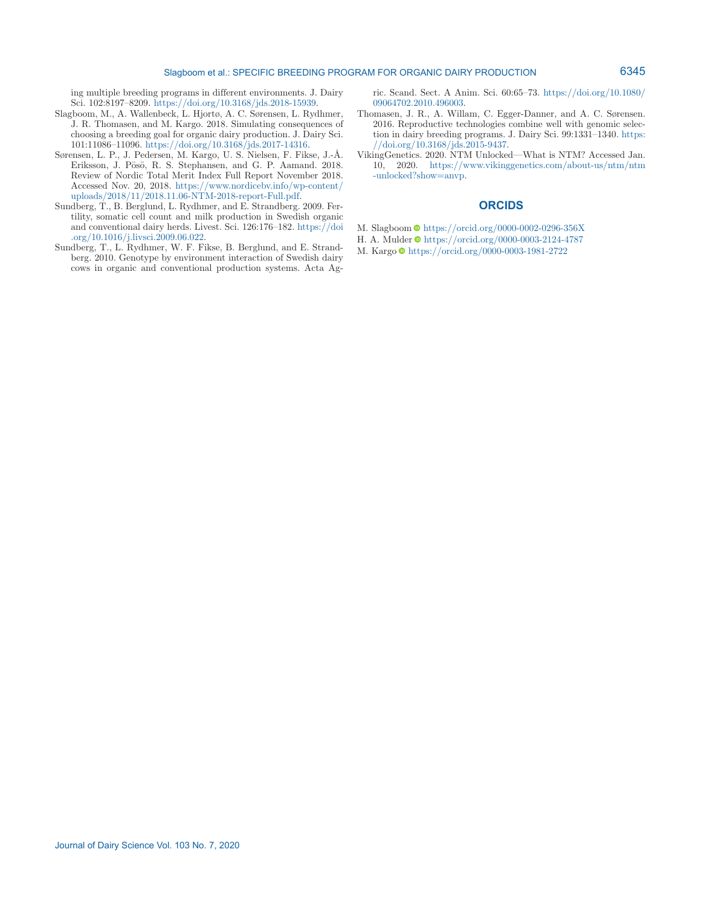ing multiple breeding programs in different environments. J. Dairy Sci. 102:8197–8209. https://doi.org/10.3168/jds.2018-15939.

Slagboom, M., A. Wallenbeck, L. Hjortø, A. C. Sørensen, L. Rydhmer, J. R. Thomasen, and M. Kargo. 2018. Simulating consequences of choosing a breeding goal for organic dairy production. J. Dairy Sci. 101:11086–11096. https://doi.org/10.3168/jds.2017-14316.

Sørensen, L. P., J. Pedersen, M. Kargo, U. S. Nielsen, F. Fikse, J.-Å. Eriksson, J. Pösö, R. S. Stephansen, and G. P. Aamand. 2018. Review of Nordic Total Merit Index Full Report November 2018. Accessed Nov. 20, 2018. https://www.nordicebv.info/wp-content/uploads/2018/11/2018.11.06-NTM-2018-report-Full.pdf.

Sundberg, T., B. Berglund, L. Rydhmer, and E. Strandberg. 2009. Fertility, somatic cell count and milk production in Swedish organic and conventional dairy herds. Livest. Sci. 126:176–182. https://doi.org/10.1016/j.livsci.2009.06.022.

Sundberg, T., L. Rydhmer, W. F. Fikse, B. Berglund, and E. Strandberg. 2010. Genotype by environment interaction of Swedish dairy cows in organic and conventional production systems. Acta Agric. Scand. Sect. A Anim. Sci. 60:65–73. https://doi.org/10.1080/09064702.2010.496003.

Thomasen, J. R., A. Willam, C. Egger-Danner, and A. C. Sørensen. 2016. Reproductive technologies combine well with genomic selection in dairy breeding programs. J. Dairy Sci. 99:1331–1340. https://doi.org/10.3168/jds.2015-9437.

VikingGenetics. 2020. NTM Unlocked—What is NTM? Accessed Jan. 10, 2020. https://www.vikinggenetics.com/about-us/ntm/ntm-unlocked?show=anvp.

## ORCIDS

M. Slagboom https://orcid.org/0000-0002-0296-356X
H. A. Mulder https://orcid.org/0000-0003-2124-4787
M. Kargo https://orcid.org/0000-0003-1981-2722